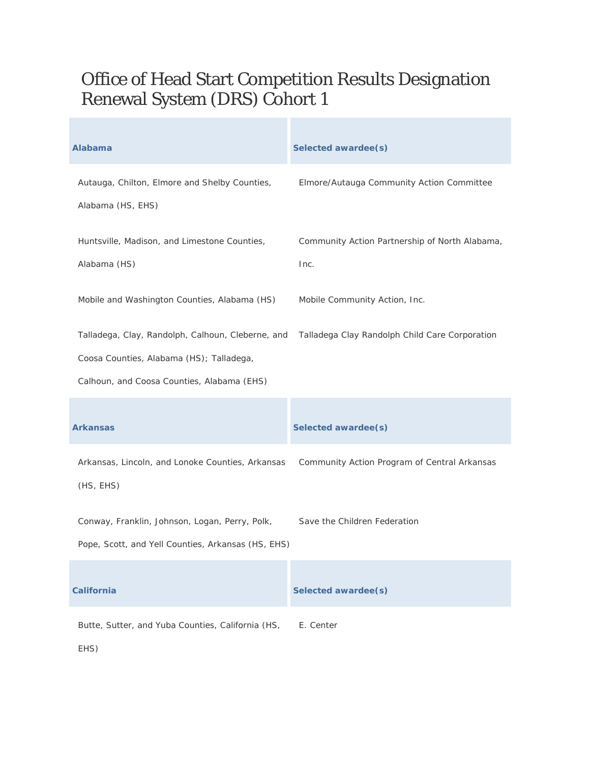# Office of Head Start Competition Results Designation Renewal System (DRS) Cohort 1

| Alabama | Selected awardee(s) |
|---|---|
| Autauga, Chilton, Elmore and Shelby Counties, Alabama (HS, EHS) | Elmore/Autauga Community Action Committee |
| Huntsville, Madison, and Limestone Counties, Alabama (HS) | Community Action Partnership of North Alabama, Inc. |
| Mobile and Washington Counties, Alabama (HS) | Mobile Community Action, Inc. |
| Talladega, Clay, Randolph, Calhoun, Cleberne, and Coosa Counties, Alabama (HS); Talladega, Calhoun, and Coosa Counties, Alabama (EHS) | Talladega Clay Randolph Child Care Corporation |

| Arkansas | Selected awardee(s) |
|---|---|
| Arkansas, Lincoln, and Lonoke Counties, Arkansas (HS, EHS) | Community Action Program of Central Arkansas |
| Conway, Franklin, Johnson, Logan, Perry, Polk, Pope, Scott, and Yell Counties, Arkansas (HS, EHS) | Save the Children Federation |

| California | Selected awardee(s) |
|---|---|
| Butte, Sutter, and Yuba Counties, California (HS, EHS) | E. Center |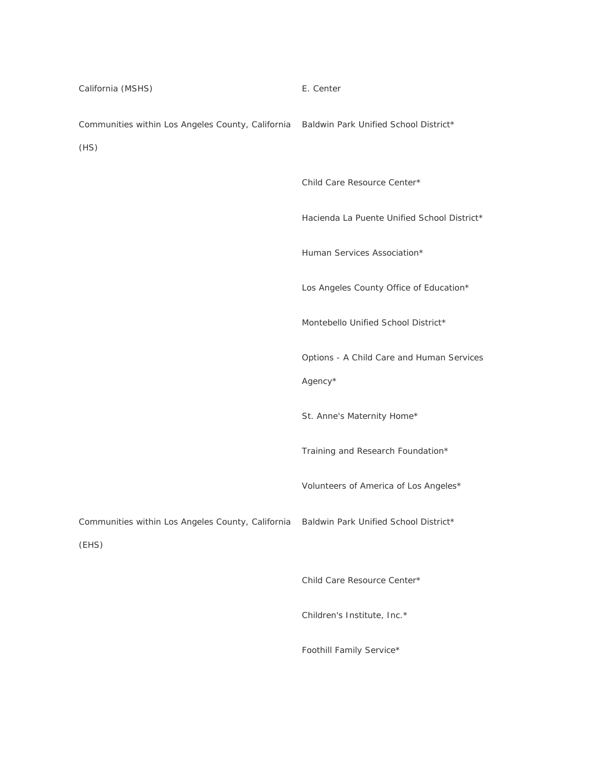| | |
|---|---|
| California (MSHS) | E. Center |
| Communities within Los Angeles County, California (HS) | Baldwin Park Unified School District* |
| | Child Care Resource Center* |
| | Hacienda La Puente Unified School District* |
| | Human Services Association* |
| | Los Angeles County Office of Education* |
| | Montebello Unified School District* |
| | Options - A Child Care and Human Services Agency* |
| | St. Anne's Maternity Home* |
| | Training and Research Foundation* |
| | Volunteers of America of Los Angeles* |
| Communities within Los Angeles County, California (EHS) | Baldwin Park Unified School District* |
| | Child Care Resource Center* |
| | Children's Institute, Inc.* |
| | Foothill Family Service* |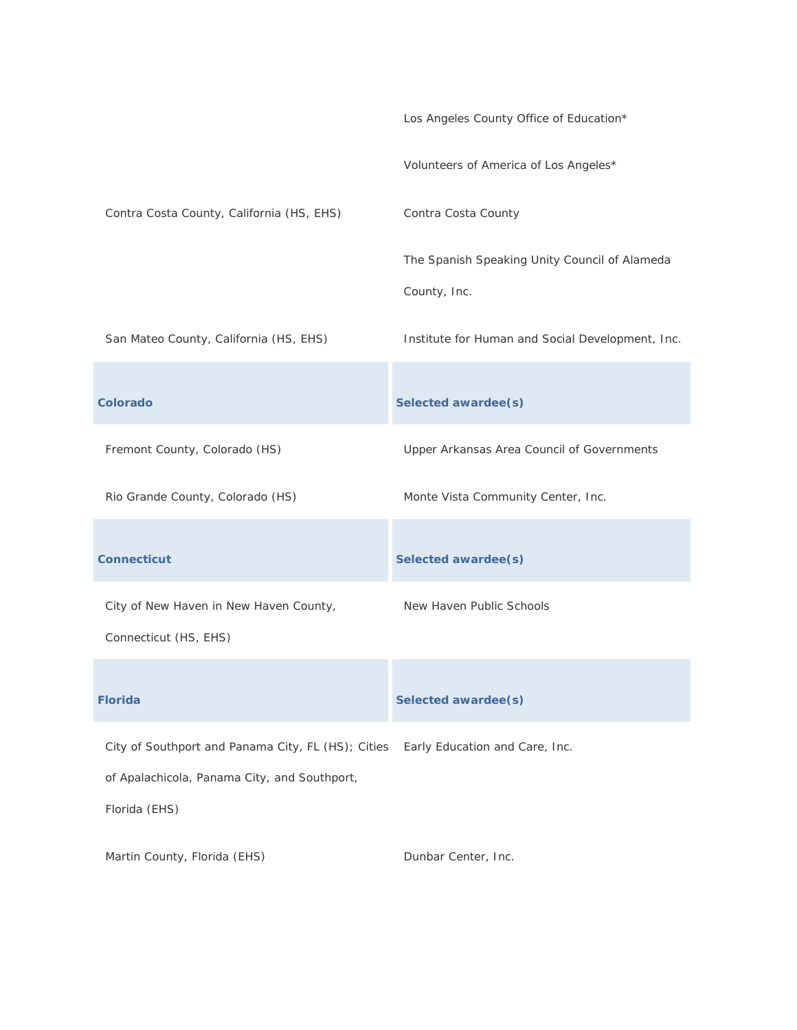| | |
|---|---|
| | Los Angeles County Office of Education* |
| | Volunteers of America of Los Angeles* |
| Contra Costa County, California (HS, EHS) | Contra Costa County |
| | The Spanish Speaking Unity Council of Alameda County, Inc. |
| San Mateo County, California (HS, EHS) | Institute for Human and Social Development, Inc. |
| **Colorado** | **Selected awardee(s)** |
| Fremont County, Colorado (HS) | Upper Arkansas Area Council of Governments |
| Rio Grande County, Colorado (HS) | Monte Vista Community Center, Inc. |
| **Connecticut** | **Selected awardee(s)** |
| City of New Haven in New Haven County, Connecticut (HS, EHS) | New Haven Public Schools |
| **Florida** | **Selected awardee(s)** |
| City of Southport and Panama City, FL (HS); Cities of Apalachicola, Panama City, and Southport, Florida (EHS) | Early Education and Care, Inc. |
| Martin County, Florida (EHS) | Dunbar Center, Inc. |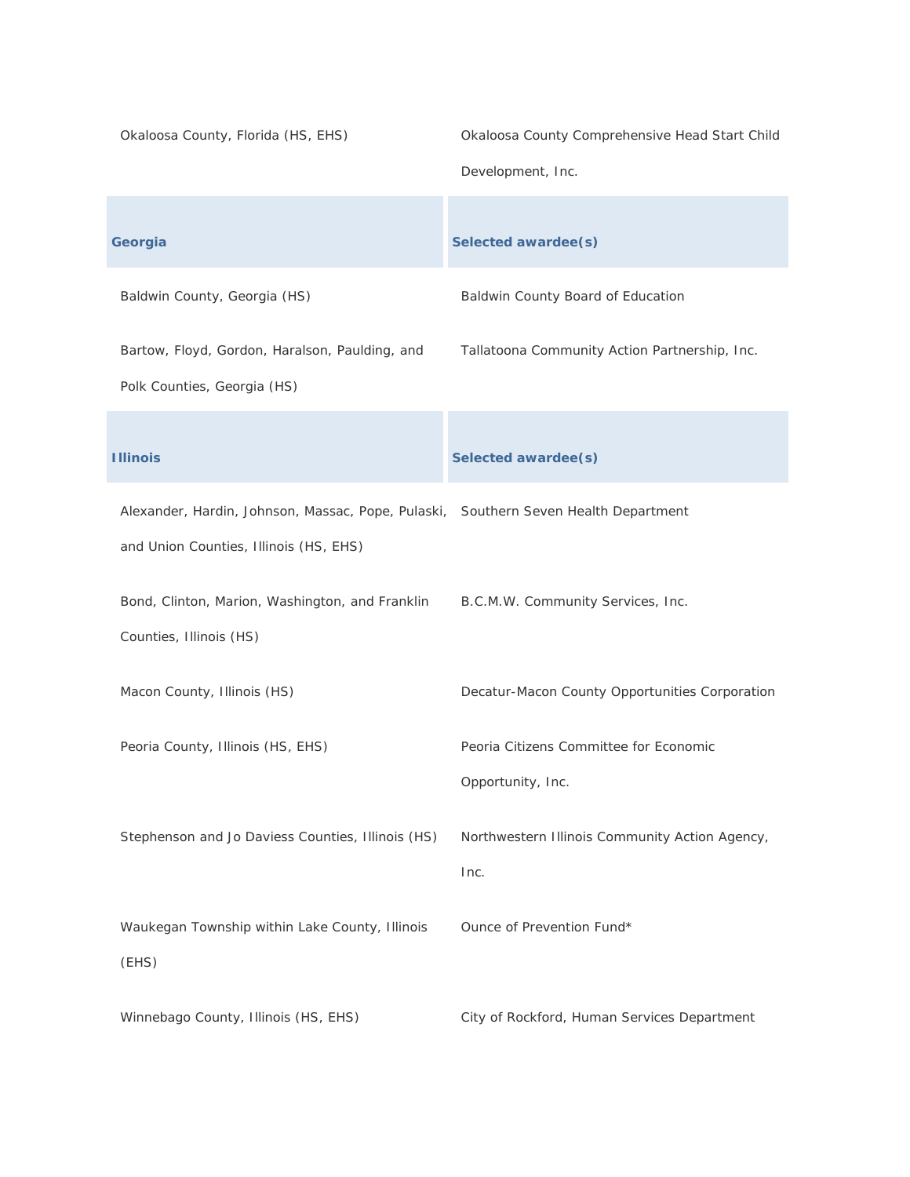| | |
|---|---|
| Okaloosa County, Florida (HS, EHS) | Okaloosa County Comprehensive Head Start Child Development, Inc. |
| **Georgia** | **Selected awardee(s)** |
| Baldwin County, Georgia (HS) | Baldwin County Board of Education |
| Bartow, Floyd, Gordon, Haralson, Paulding, and Polk Counties, Georgia (HS) | Tallatoona Community Action Partnership, Inc. |
| **Illinois** | **Selected awardee(s)** |
| Alexander, Hardin, Johnson, Massac, Pope, Pulaski, and Union Counties, Illinois (HS, EHS) | Southern Seven Health Department |
| Bond, Clinton, Marion, Washington, and Franklin Counties, Illinois (HS) | B.C.M.W. Community Services, Inc. |
| Macon County, Illinois (HS) | Decatur-Macon County Opportunities Corporation |
| Peoria County, Illinois (HS, EHS) | Peoria Citizens Committee for Economic Opportunity, Inc. |
| Stephenson and Jo Daviess Counties, Illinois (HS) | Northwestern Illinois Community Action Agency, Inc. |
| Waukegan Township within Lake County, Illinois (EHS) | Ounce of Prevention Fund* |
| Winnebago County, Illinois (HS, EHS) | City of Rockford, Human Services Department |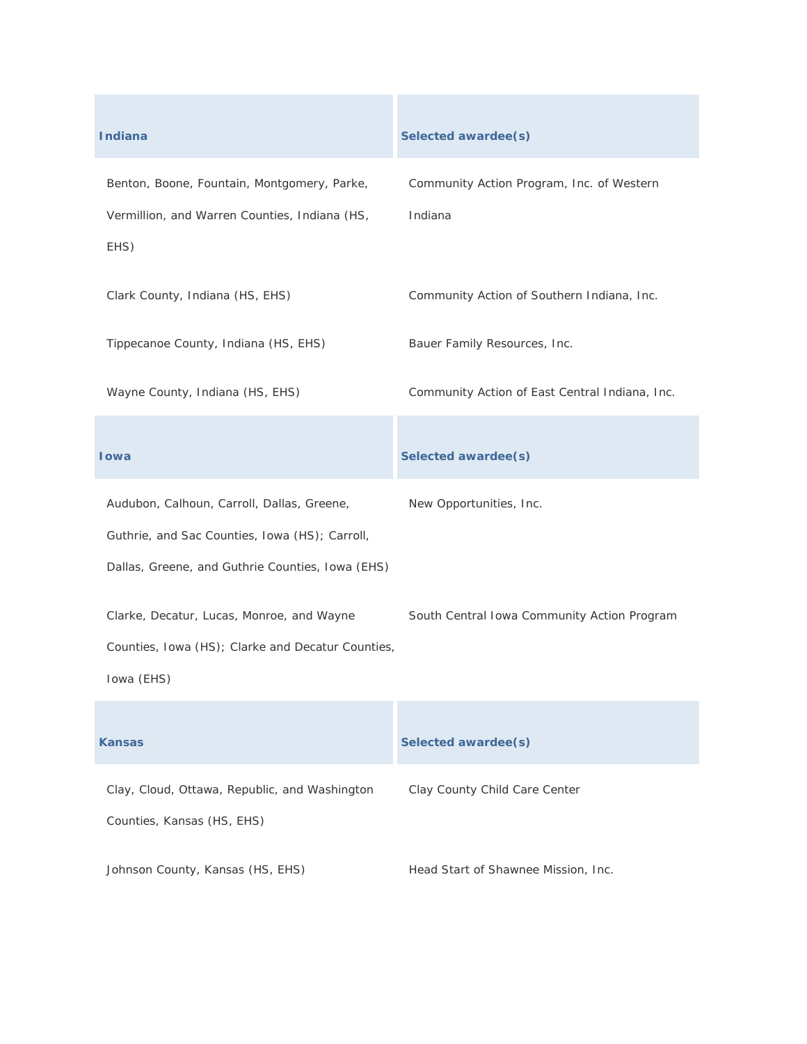| Indiana | Selected awardee(s) |
| --- | --- |
| Benton, Boone, Fountain, Montgomery, Parke, Vermillion, and Warren Counties, Indiana (HS, EHS) | Community Action Program, Inc. of Western Indiana |
| Clark County, Indiana (HS, EHS) | Community Action of Southern Indiana, Inc. |
| Tippecanoe County, Indiana (HS, EHS) | Bauer Family Resources, Inc. |
| Wayne County, Indiana (HS, EHS) | Community Action of East Central Indiana, Inc. |

| Iowa | Selected awardee(s) |
| --- | --- |
| Audubon, Calhoun, Carroll, Dallas, Greene, Guthrie, and Sac Counties, Iowa (HS); Carroll, Dallas, Greene, and Guthrie Counties, Iowa (EHS) | New Opportunities, Inc. |
| Clarke, Decatur, Lucas, Monroe, and Wayne Counties, Iowa (HS); Clarke and Decatur Counties, Iowa (EHS) | South Central Iowa Community Action Program |

| Kansas | Selected awardee(s) |
| --- | --- |
| Clay, Cloud, Ottawa, Republic, and Washington Counties, Kansas (HS, EHS) | Clay County Child Care Center |
| Johnson County, Kansas (HS, EHS) | Head Start of Shawnee Mission, Inc. |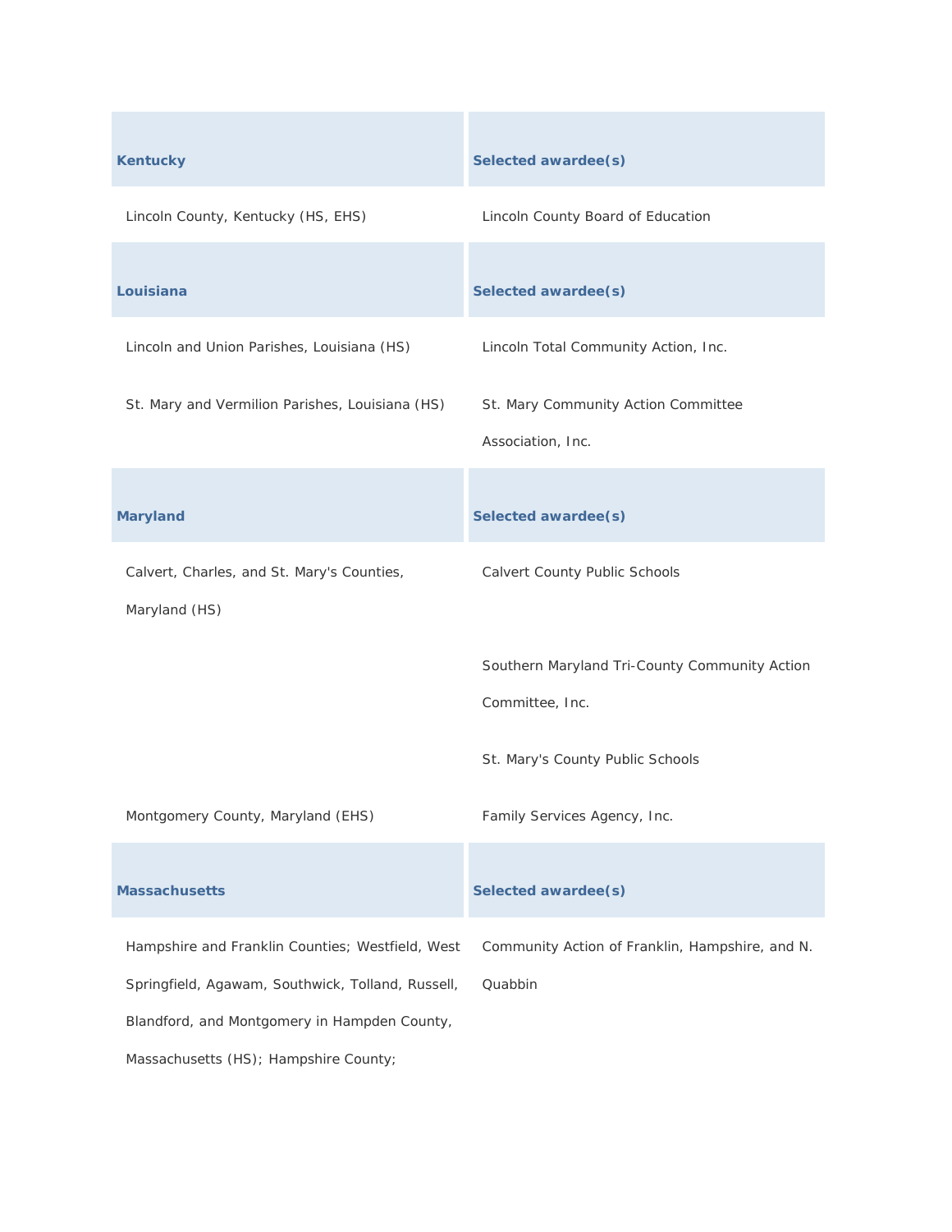| Kentucky | Selected awardee(s) |
| --- | --- |
| Lincoln County, Kentucky (HS, EHS) | Lincoln County Board of Education |

| Louisiana | Selected awardee(s) |
| --- | --- |
| Lincoln and Union Parishes, Louisiana (HS) | Lincoln Total Community Action, Inc. |
| St. Mary and Vermilion Parishes, Louisiana (HS) | St. Mary Community Action Committee Association, Inc. |

| Maryland | Selected awardee(s) |
| --- | --- |
| Calvert, Charles, and St. Mary's Counties, Maryland (HS) | Calvert County Public Schools |
| | Southern Maryland Tri-County Community Action Committee, Inc. |
| | St. Mary's County Public Schools |
| Montgomery County, Maryland (EHS) | Family Services Agency, Inc. |

| Massachusetts | Selected awardee(s) |
| --- | --- |
| Hampshire and Franklin Counties; Westfield, West Springfield, Agawam, Southwick, Tolland, Russell, Blandford, and Montgomery in Hampden County, Massachusetts (HS); Hampshire County; | Community Action of Franklin, Hampshire, and N. Quabbin |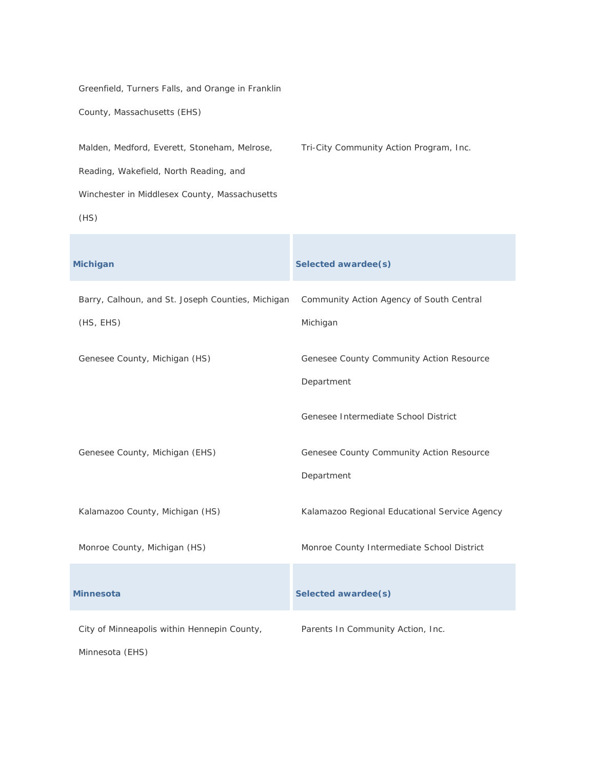| | |
|---|---|
| Greenfield, Turners Falls, and Orange in Franklin County, Massachusetts (EHS) | |
| Malden, Medford, Everett, Stoneham, Melrose, Reading, Wakefield, North Reading, and Winchester in Middlesex County, Massachusetts (HS) | Tri-City Community Action Program, Inc. |

| Michigan | Selected awardee(s) |
|---|---|
| Barry, Calhoun, and St. Joseph Counties, Michigan (HS, EHS) | Community Action Agency of South Central Michigan |
| Genesee County, Michigan (HS) | Genesee County Community Action Resource Department |
| | Genesee Intermediate School District |
| Genesee County, Michigan (EHS) | Genesee County Community Action Resource Department |
| Kalamazoo County, Michigan (HS) | Kalamazoo Regional Educational Service Agency |
| Monroe County, Michigan (HS) | Monroe County Intermediate School District |

| Minnesota | Selected awardee(s) |
|---|---|
| City of Minneapolis within Hennepin County, Minnesota (EHS) | Parents In Community Action, Inc. |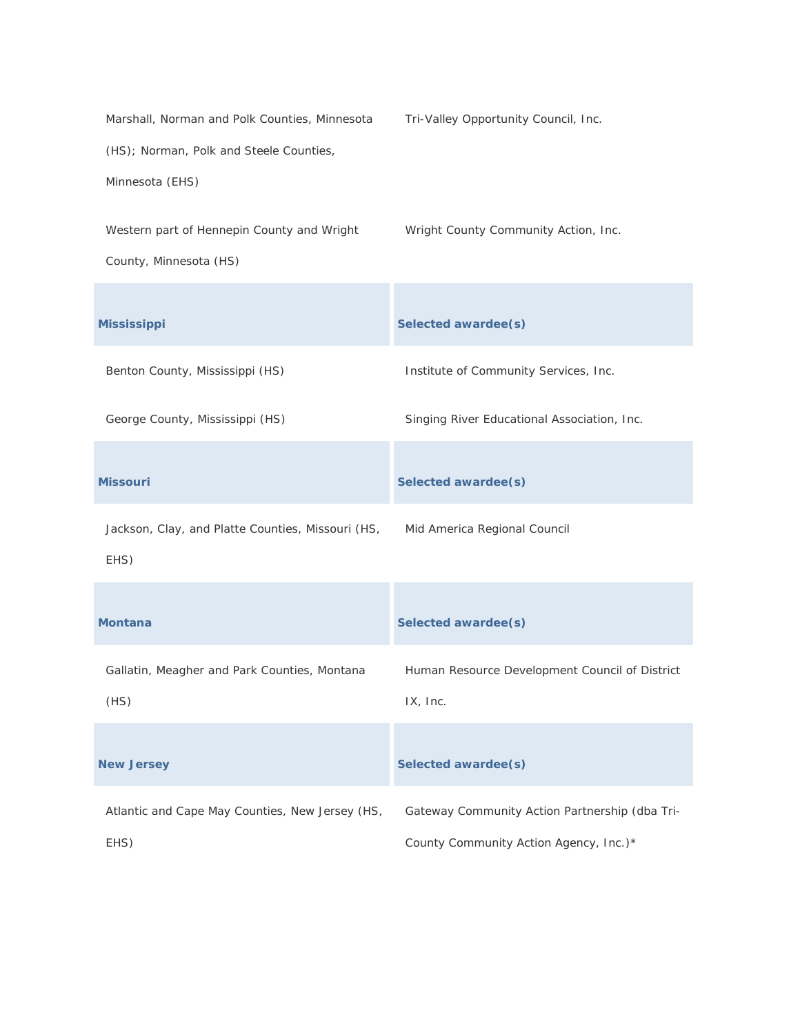| | |
|---|---|
| Marshall, Norman and Polk Counties, Minnesota (HS); Norman, Polk and Steele Counties, Minnesota (EHS) | Tri-Valley Opportunity Council, Inc. |
| Western part of Hennepin County and Wright County, Minnesota (HS) | Wright County Community Action, Inc. |

| Mississippi | Selected awardee(s) |
|---|---|
| Benton County, Mississippi (HS) | Institute of Community Services, Inc. |
| George County, Mississippi (HS) | Singing River Educational Association, Inc. |

| Missouri | Selected awardee(s) |
|---|---|
| Jackson, Clay, and Platte Counties, Missouri (HS, EHS) | Mid America Regional Council |

| Montana | Selected awardee(s) |
|---|---|
| Gallatin, Meagher and Park Counties, Montana (HS) | Human Resource Development Council of District IX, Inc. |

| New Jersey | Selected awardee(s) |
|---|---|
| Atlantic and Cape May Counties, New Jersey (HS, EHS) | Gateway Community Action Partnership (dba Tri-County Community Action Agency, Inc.)* |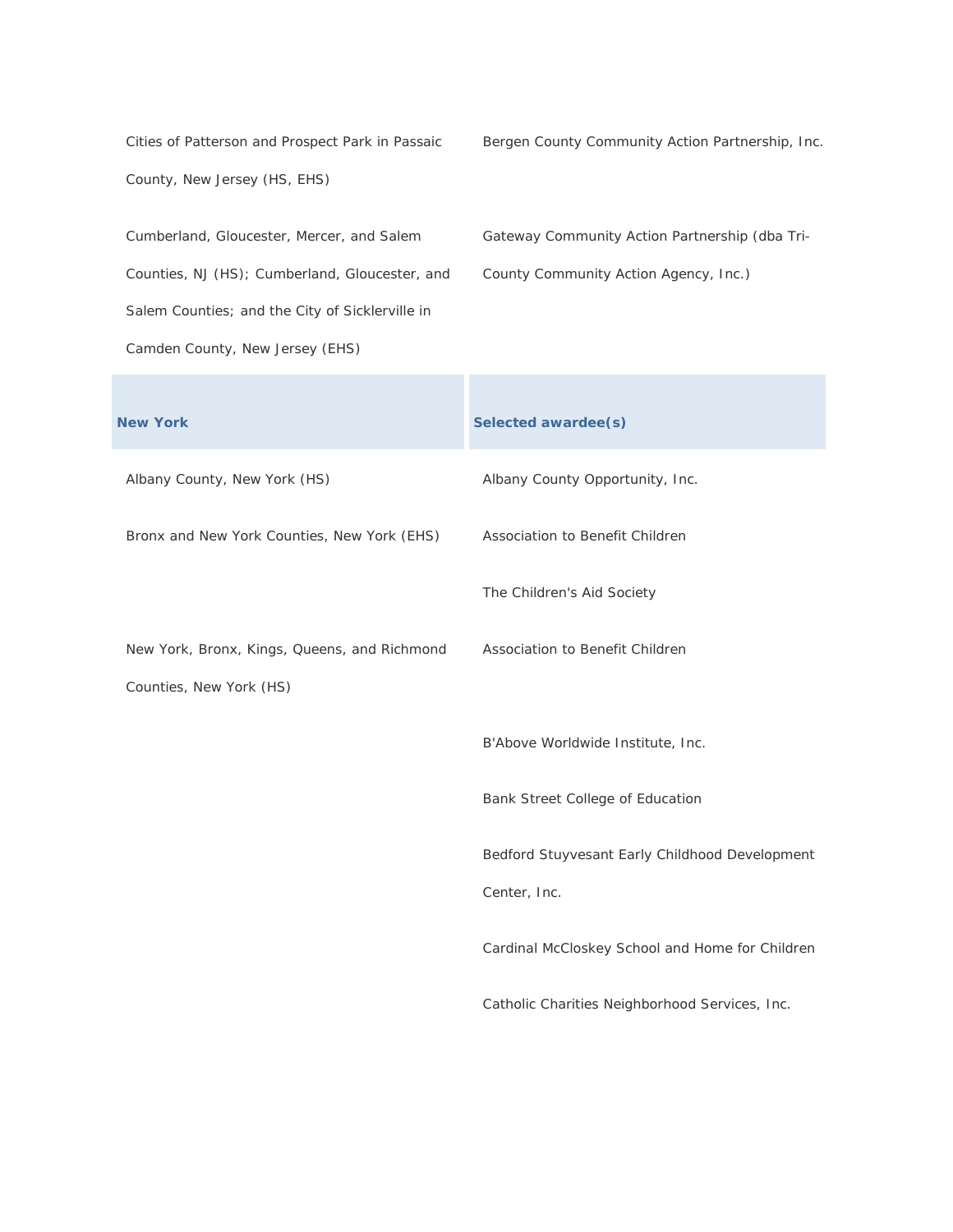| | |
|---|---|
| Cities of Patterson and Prospect Park in Passaic County, New Jersey (HS, EHS) | Bergen County Community Action Partnership, Inc. |
| Cumberland, Gloucester, Mercer, and Salem Counties, NJ (HS); Cumberland, Gloucester, and Salem Counties; and the City of Sicklerville in Camden County, New Jersey (EHS) | Gateway Community Action Partnership (dba Tri-County Community Action Agency, Inc.) |

| New York | Selected awardee(s) |
|---|---|
| Albany County, New York (HS) | Albany County Opportunity, Inc. |
| Bronx and New York Counties, New York (EHS) | Association to Benefit Children |
| | The Children's Aid Society |
| New York, Bronx, Kings, Queens, and Richmond Counties, New York (HS) | Association to Benefit Children |
| | B'Above Worldwide Institute, Inc. |
| | Bank Street College of Education |
| | Bedford Stuyvesant Early Childhood Development Center, Inc. |
| | Cardinal McCloskey School and Home for Children |
| | Catholic Charities Neighborhood Services, Inc. |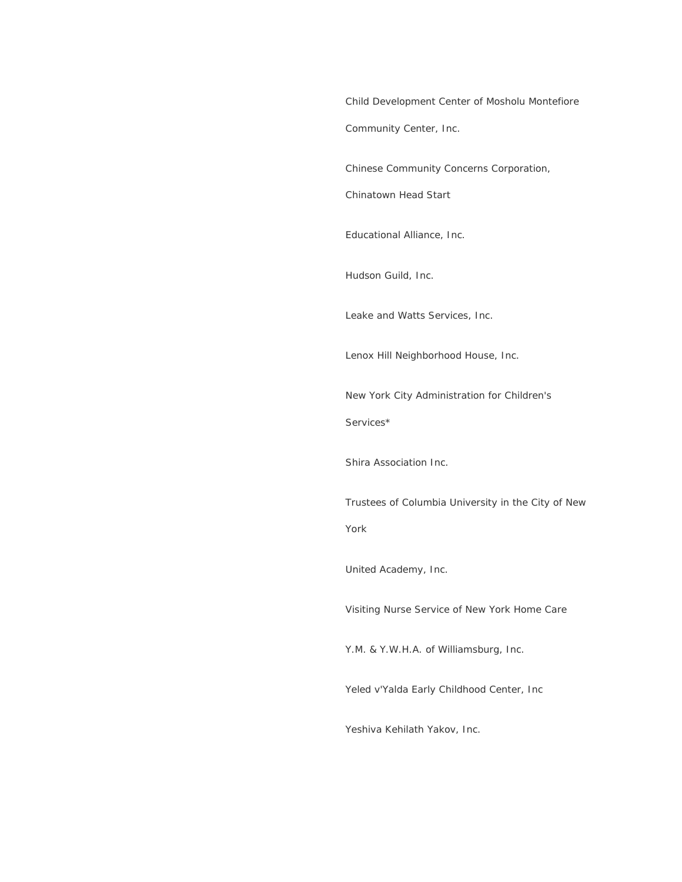Child Development Center of Mosholu Montefiore Community Center, Inc.

Chinese Community Concerns Corporation, Chinatown Head Start

Educational Alliance, Inc.

Hudson Guild, Inc.

Leake and Watts Services, Inc.

Lenox Hill Neighborhood House, Inc.

New York City Administration for Children's Services*

Shira Association Inc.

Trustees of Columbia University in the City of New York

United Academy, Inc.

Visiting Nurse Service of New York Home Care

Y.M. & Y.W.H.A. of Williamsburg, Inc.

Yeled v'Yalda Early Childhood Center, Inc

Yeshiva Kehilath Yakov, Inc.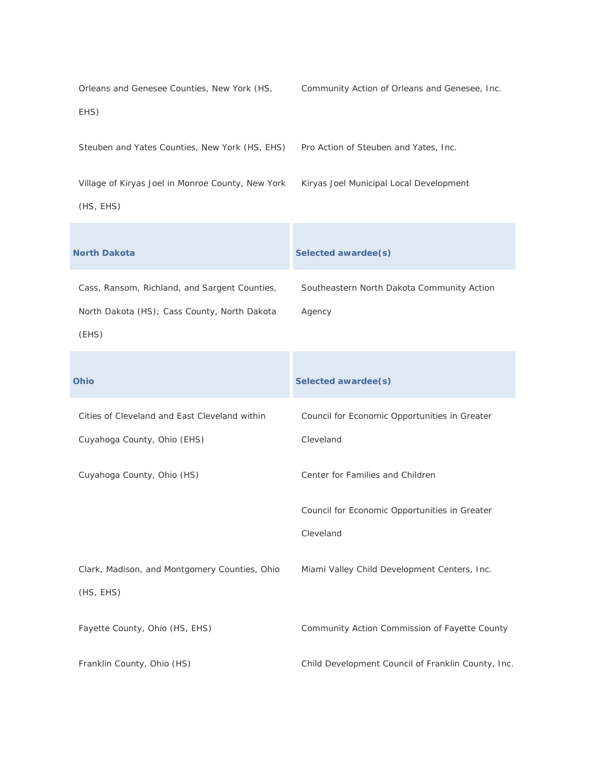| | |
|---|---|
| Orleans and Genesee Counties, New York (HS, EHS) | Community Action of Orleans and Genesee, Inc. |
| Steuben and Yates Counties, New York (HS, EHS) | Pro Action of Steuben and Yates, Inc. |
| Village of Kiryas Joel in Monroe County, New York (HS, EHS) | Kiryas Joel Municipal Local Development |

| North Dakota | Selected awardee(s) |
|---|---|
| Cass, Ransom, Richland, and Sargent Counties, North Dakota (HS); Cass County, North Dakota (EHS) | Southeastern North Dakota Community Action Agency |

| Ohio | Selected awardee(s) |
|---|---|
| Cities of Cleveland and East Cleveland within Cuyahoga County, Ohio (EHS) | Council for Economic Opportunities in Greater Cleveland |
| Cuyahoga County, Ohio (HS) | Center for Families and Children |
| | Council for Economic Opportunities in Greater Cleveland |
| Clark, Madison, and Montgomery Counties, Ohio (HS, EHS) | Miami Valley Child Development Centers, Inc. |
| Fayette County, Ohio (HS, EHS) | Community Action Commission of Fayette County |
| Franklin County, Ohio (HS) | Child Development Council of Franklin County, Inc. |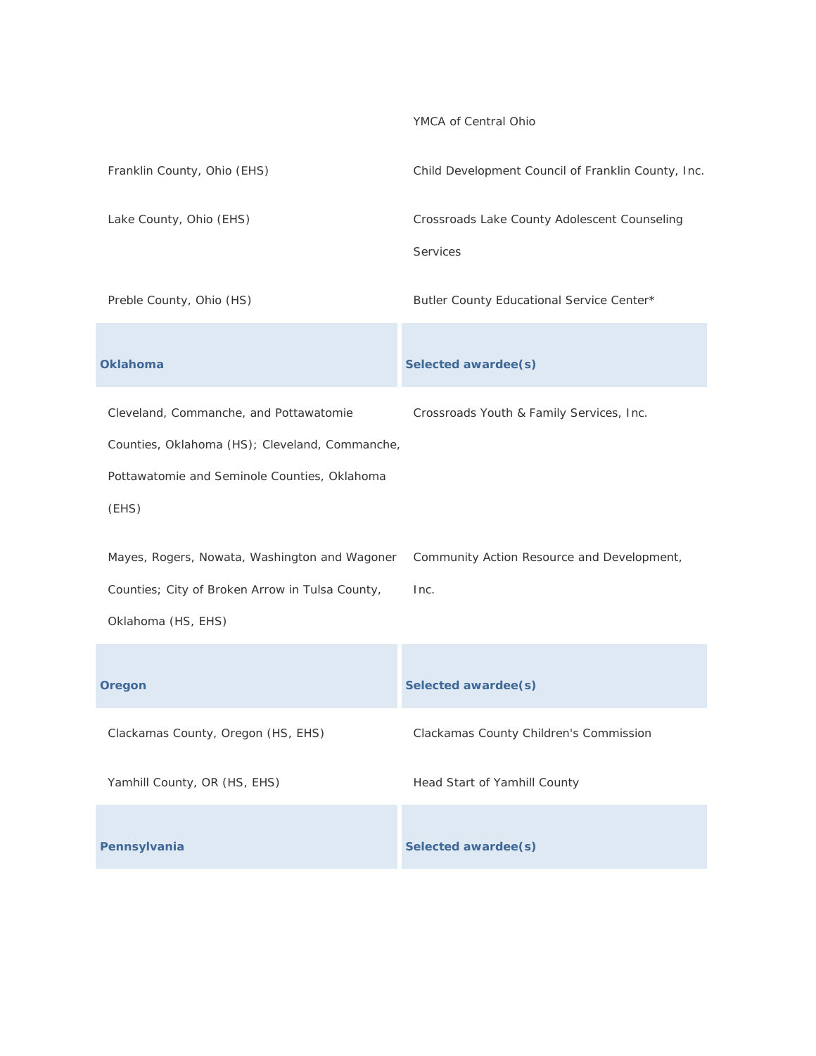| | |
|---|---|
| | YMCA of Central Ohio |
| Franklin County, Ohio (EHS) | Child Development Council of Franklin County, Inc. |
| Lake County, Ohio (EHS) | Crossroads Lake County Adolescent Counseling Services |
| Preble County, Ohio (HS) | Butler County Educational Service Center* |
| **Oklahoma** | **Selected awardee(s)** |
| Cleveland, Commanche, and Pottawatomie Counties, Oklahoma (HS); Cleveland, Commanche, Pottawatomie and Seminole Counties, Oklahoma (EHS) | Crossroads Youth & Family Services, Inc. |
| Mayes, Rogers, Nowata, Washington and Wagoner Counties; City of Broken Arrow in Tulsa County, Oklahoma (HS, EHS) | Community Action Resource and Development, Inc. |
| **Oregon** | **Selected awardee(s)** |
| Clackamas County, Oregon (HS, EHS) | Clackamas County Children's Commission |
| Yamhill County, OR (HS, EHS) | Head Start of Yamhill County |
| **Pennsylvania** | **Selected awardee(s)** |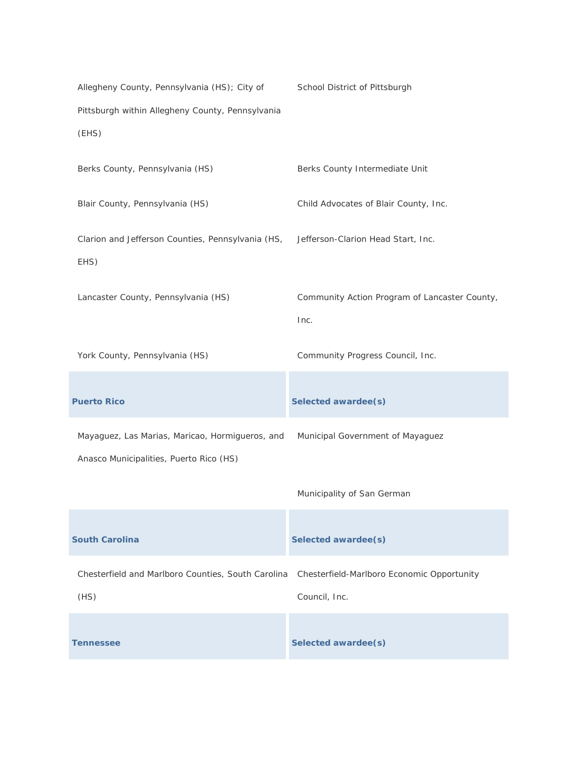| | |
|---|---|
| Allegheny County, Pennsylvania (HS); City of Pittsburgh within Allegheny County, Pennsylvania (EHS) | School District of Pittsburgh |
| Berks County, Pennsylvania (HS) | Berks County Intermediate Unit |
| Blair County, Pennsylvania (HS) | Child Advocates of Blair County, Inc. |
| Clarion and Jefferson Counties, Pennsylvania (HS, EHS) | Jefferson-Clarion Head Start, Inc. |
| Lancaster County, Pennsylvania (HS) | Community Action Program of Lancaster County, Inc. |
| York County, Pennsylvania (HS) | Community Progress Council, Inc. |

| **Puerto Rico** | **Selected awardee(s)** |
|---|---|
| Mayaguez, Las Marias, Maricao, Hormigueros, and Anasco Municipalities, Puerto Rico (HS) | Municipal Government of Mayaguez |
| | Municipality of San German |

| **South Carolina** | **Selected awardee(s)** |
|---|---|
| Chesterfield and Marlboro Counties, South Carolina (HS) | Chesterfield-Marlboro Economic Opportunity Council, Inc. |

| **Tennessee** | **Selected awardee(s)** |
|---|---|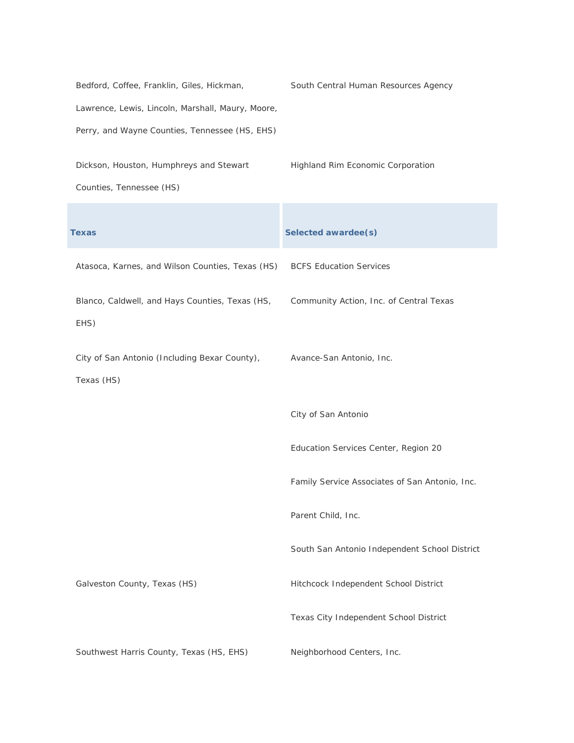| | |
|---|---|
| Bedford, Coffee, Franklin, Giles, Hickman, Lawrence, Lewis, Lincoln, Marshall, Maury, Moore, Perry, and Wayne Counties, Tennessee (HS, EHS) | South Central Human Resources Agency |
| Dickson, Houston, Humphreys and Stewart Counties, Tennessee (HS) | Highland Rim Economic Corporation |

| Texas | Selected awardee(s) |
|---|---|
| Atasoca, Karnes, and Wilson Counties, Texas (HS) | BCFS Education Services |
| Blanco, Caldwell, and Hays Counties, Texas (HS, EHS) | Community Action, Inc. of Central Texas |
| City of San Antonio (Including Bexar County), Texas (HS) | Avance-San Antonio, Inc. |
| | City of San Antonio |
| | Education Services Center, Region 20 |
| | Family Service Associates of San Antonio, Inc. |
| | Parent Child, Inc. |
| | South San Antonio Independent School District |
| Galveston County, Texas (HS) | Hitchcock Independent School District |
| | Texas City Independent School District |
| Southwest Harris County, Texas (HS, EHS) | Neighborhood Centers, Inc. |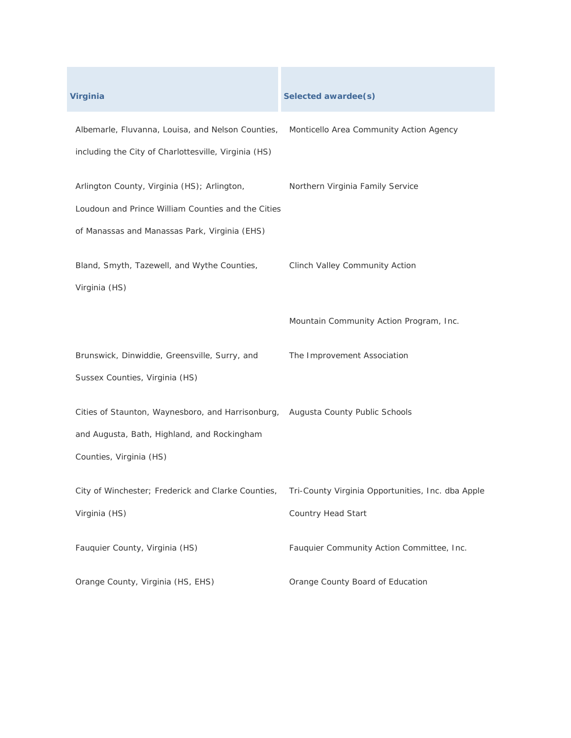| Virginia | Selected awardee(s) |
| --- | --- |
| Albemarle, Fluvanna, Louisa, and Nelson Counties, including the City of Charlottesville, Virginia (HS) | Monticello Area Community Action Agency |
| Arlington County, Virginia (HS); Arlington, Loudoun and Prince William Counties and the Cities of Manassas and Manassas Park, Virginia (EHS) | Northern Virginia Family Service |
| Bland, Smyth, Tazewell, and Wythe Counties, Virginia (HS) | Clinch Valley Community Action |
| | Mountain Community Action Program, Inc. |
| Brunswick, Dinwiddie, Greensville, Surry, and Sussex Counties, Virginia (HS) | The Improvement Association |
| Cities of Staunton, Waynesboro, and Harrisonburg, and Augusta, Bath, Highland, and Rockingham Counties, Virginia (HS) | Augusta County Public Schools |
| City of Winchester; Frederick and Clarke Counties, Virginia (HS) | Tri-County Virginia Opportunities, Inc. dba Apple Country Head Start |
| Fauquier County, Virginia (HS) | Fauquier Community Action Committee, Inc. |
| Orange County, Virginia (HS, EHS) | Orange County Board of Education |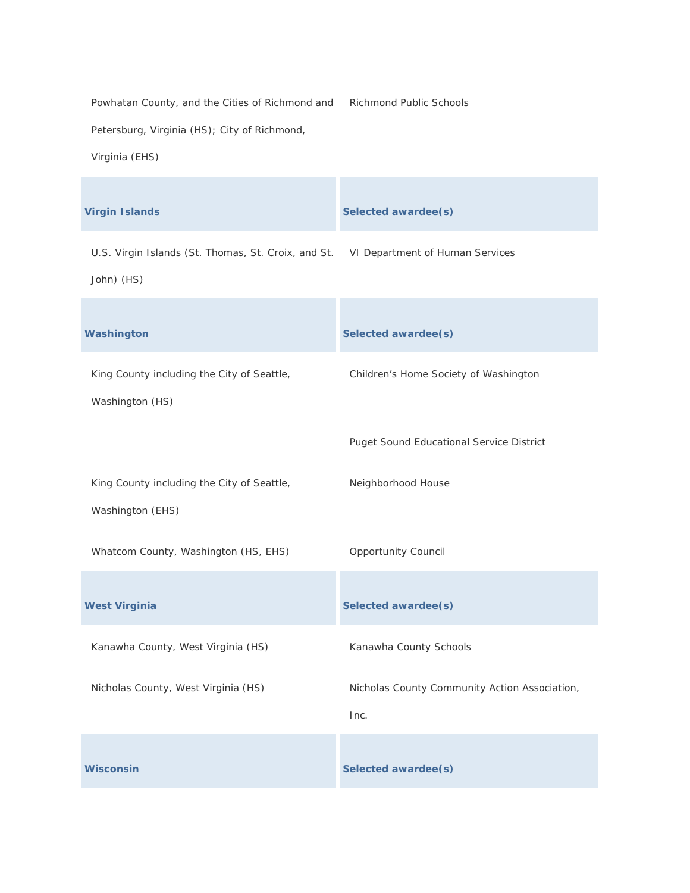| | |
|---|---|
| Powhatan County, and the Cities of Richmond and Petersburg, Virginia (HS); City of Richmond, Virginia (EHS) | Richmond Public Schools |

| Virgin Islands | Selected awardee(s) |
|---|---|
| U.S. Virgin Islands (St. Thomas, St. Croix, and St. John) (HS) | VI Department of Human Services |

| Washington | Selected awardee(s) |
|---|---|
| King County including the City of Seattle, Washington (HS) | Children's Home Society of Washington |
| | Puget Sound Educational Service District |
| King County including the City of Seattle, Washington (EHS) | Neighborhood House |
| Whatcom County, Washington (HS, EHS) | Opportunity Council |

| West Virginia | Selected awardee(s) |
|---|---|
| Kanawha County, West Virginia (HS) | Kanawha County Schools |
| Nicholas County, West Virginia (HS) | Nicholas County Community Action Association, Inc. |

| Wisconsin | Selected awardee(s) |
|---|---|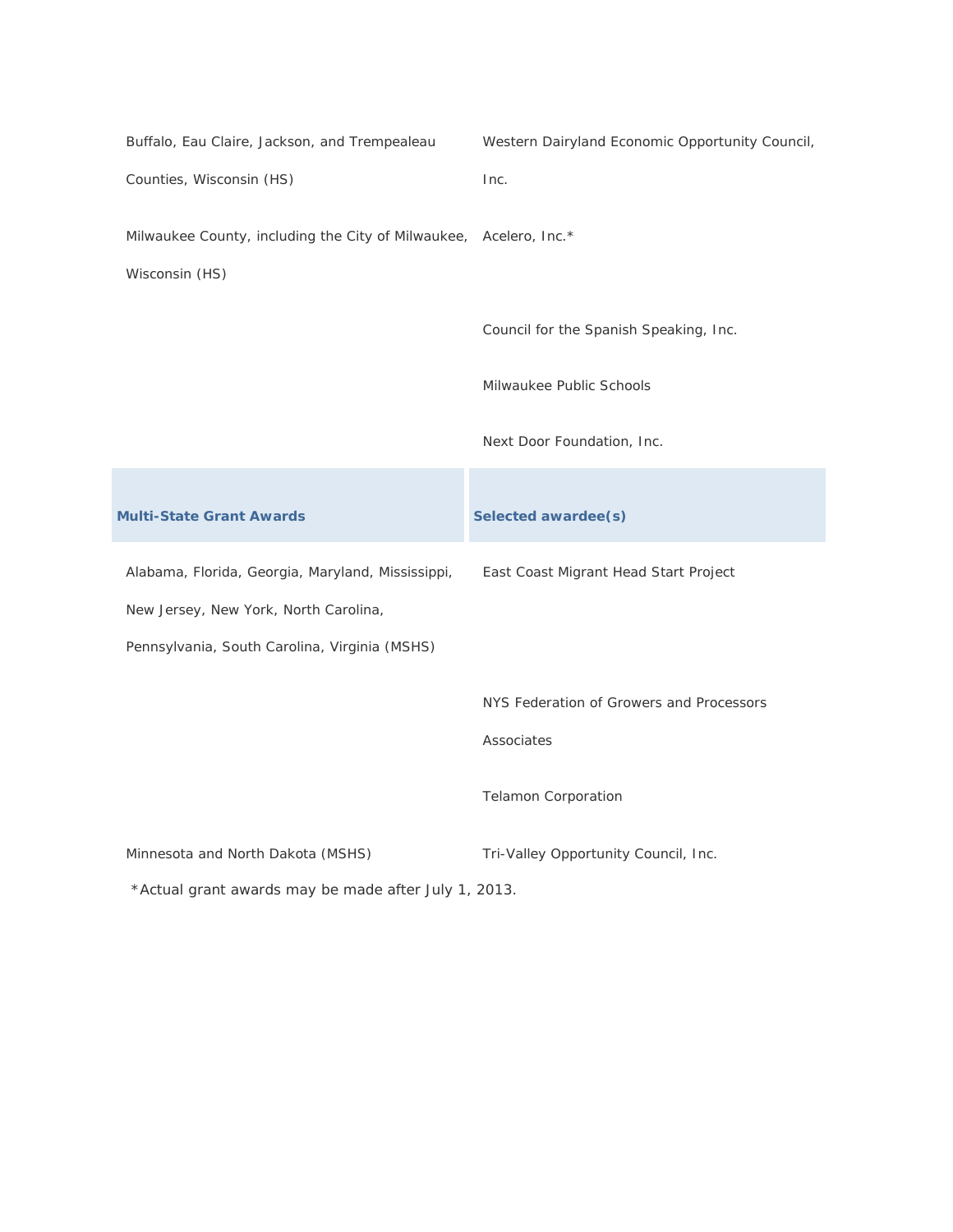| | |
|---|---|
| Buffalo, Eau Claire, Jackson, and Trempealeau Counties, Wisconsin (HS) | Western Dairyland Economic Opportunity Council, Inc. |
| Milwaukee County, including the City of Milwaukee, Wisconsin (HS) | Acelero, Inc.* |
| | Council for the Spanish Speaking, Inc. |
| | Milwaukee Public Schools |
| | Next Door Foundation, Inc. |
| **Multi-State Grant Awards** | **Selected awardee(s)** |
| Alabama, Florida, Georgia, Maryland, Mississippi, New Jersey, New York, North Carolina, Pennsylvania, South Carolina, Virginia (MSHS) | East Coast Migrant Head Start Project |
| | NYS Federation of Growers and Processors Associates |
| | Telamon Corporation |
| Minnesota and North Dakota (MSHS) | Tri-Valley Opportunity Council, Inc. |

*Actual grant awards may be made after July 1, 2013.